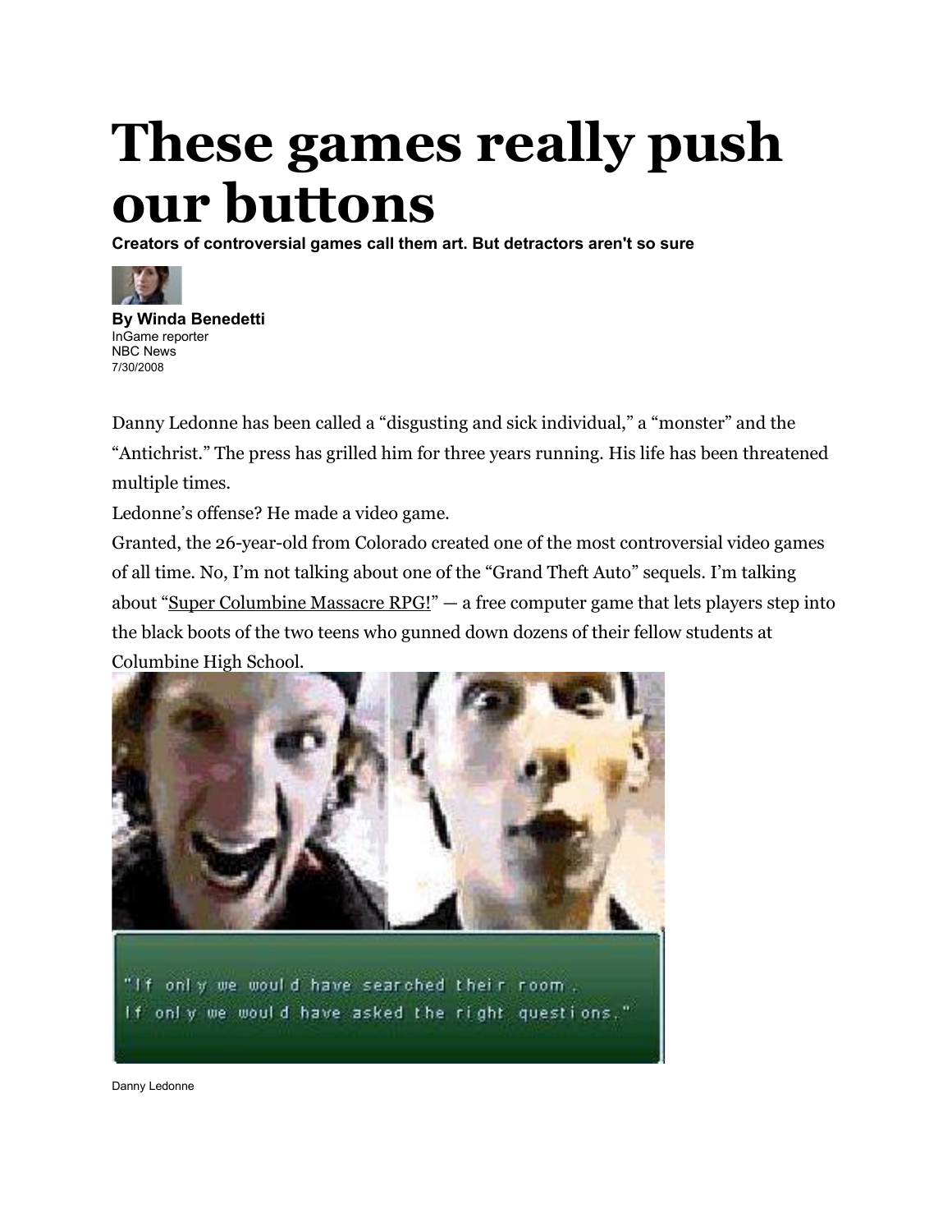# These games really push our buttons

**Creators of controversial games call them art. But detractors aren't so sure**

**By Winda Benedetti**
InGame reporter
NBC News
7/30/2008

Danny Ledonne has been called a "disgusting and sick individual," a "monster" and the "Antichrist." The press has grilled him for three years running. His life has been threatened multiple times.

Ledonne's offense? He made a video game.

Granted, the 26-year-old from Colorado created one of the most controversial video games of all time. No, I'm not talking about one of the "Grand Theft Auto" sequels. I'm talking about "Super Columbine Massacre RPG!" — a free computer game that lets players step into the black boots of the two teens who gunned down dozens of their fellow students at Columbine High School.

"If only we would have searched their room. If only we would have asked the right questions."

Danny Ledonne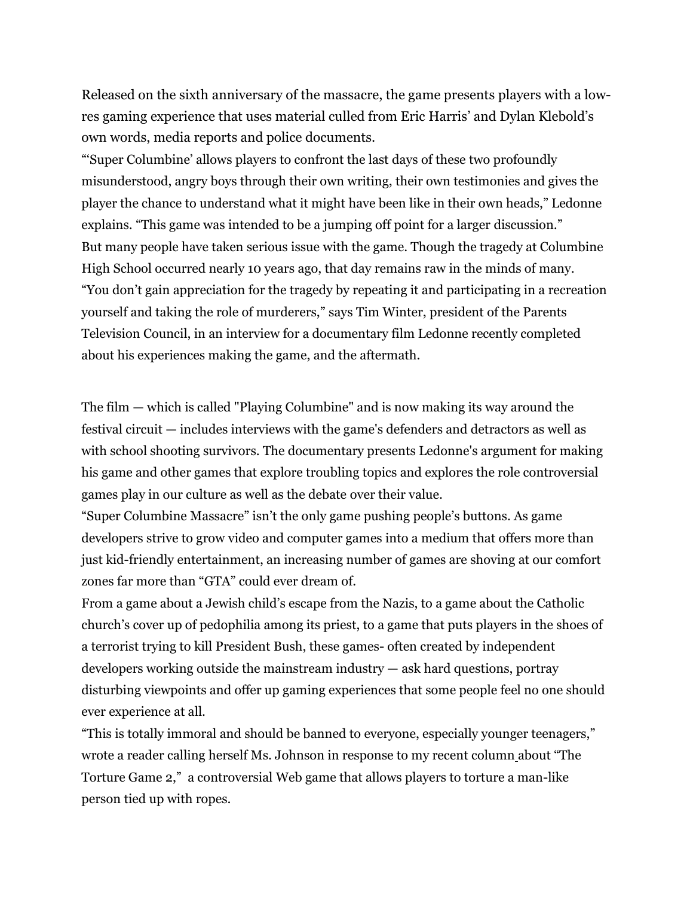Released on the sixth anniversary of the massacre, the game presents players with a low-res gaming experience that uses material culled from Eric Harris' and Dylan Klebold's own words, media reports and police documents.

"'Super Columbine' allows players to confront the last days of these two profoundly misunderstood, angry boys through their own writing, their own testimonies and gives the player the chance to understand what it might have been like in their own heads," Ledonne explains. "This game was intended to be a jumping off point for a larger discussion."

But many people have taken serious issue with the game. Though the tragedy at Columbine High School occurred nearly 10 years ago, that day remains raw in the minds of many.

"You don't gain appreciation for the tragedy by repeating it and participating in a recreation yourself and taking the role of murderers," says Tim Winter, president of the Parents Television Council, in an interview for a documentary film Ledonne recently completed about his experiences making the game, and the aftermath.

The film — which is called "Playing Columbine" and is now making its way around the festival circuit — includes interviews with the game's defenders and detractors as well as with school shooting survivors. The documentary presents Ledonne's argument for making his game and other games that explore troubling topics and explores the role controversial games play in our culture as well as the debate over their value.

"Super Columbine Massacre" isn't the only game pushing people's buttons. As game developers strive to grow video and computer games into a medium that offers more than just kid-friendly entertainment, an increasing number of games are shoving at our comfort zones far more than "GTA" could ever dream of.

From a game about a Jewish child's escape from the Nazis, to a game about the Catholic church's cover up of pedophilia among its priest, to a game that puts players in the shoes of a terrorist trying to kill President Bush, these games- often created by independent developers working outside the mainstream industry — ask hard questions, portray disturbing viewpoints and offer up gaming experiences that some people feel no one should ever experience at all.

"This is totally immoral and should be banned to everyone, especially younger teenagers," wrote a reader calling herself Ms. Johnson in response to my recent column about "The Torture Game 2," a controversial Web game that allows players to torture a man-like person tied up with ropes.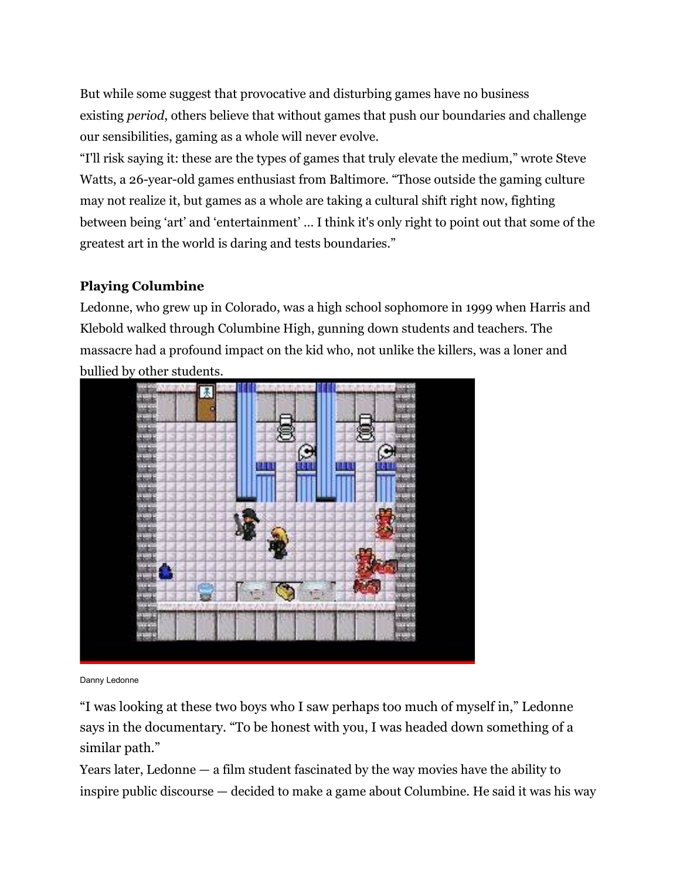But while some suggest that provocative and disturbing games have no business existing *period*, others believe that without games that push our boundaries and challenge our sensibilities, gaming as a whole will never evolve.

“I'll risk saying it: these are the types of games that truly elevate the medium,” wrote Steve Watts, a 26-year-old games enthusiast from Baltimore. “Those outside the gaming culture may not realize it, but games as a whole are taking a cultural shift right now, fighting between being ‘art’ and ‘entertainment’ … I think it's only right to point out that some of the greatest art in the world is daring and tests boundaries.”

**Playing Columbine**

Ledonne, who grew up in Colorado, was a high school sophomore in 1999 when Harris and Klebold walked through Columbine High, gunning down students and teachers. The massacre had a profound impact on the kid who, not unlike the killers, was a loner and bullied by other students.

Danny Ledonne

“I was looking at these two boys who I saw perhaps too much of myself in,” Ledonne says in the documentary. “To be honest with you, I was headed down something of a similar path.”

Years later, Ledonne — a film student fascinated by the way movies have the ability to inspire public discourse — decided to make a game about Columbine. He said it was his way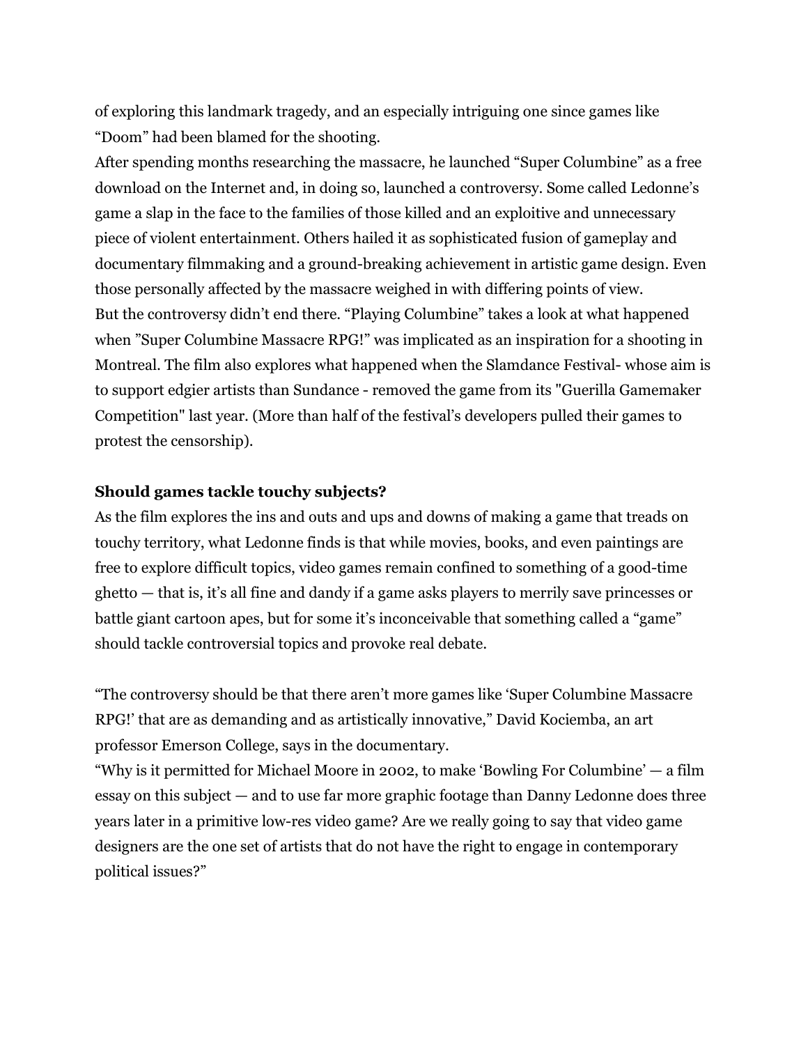of exploring this landmark tragedy, and an especially intriguing one since games like "Doom" had been blamed for the shooting.

After spending months researching the massacre, he launched "Super Columbine" as a free download on the Internet and, in doing so, launched a controversy. Some called Ledonne's game a slap in the face to the families of those killed and an exploitive and unnecessary piece of violent entertainment. Others hailed it as sophisticated fusion of gameplay and documentary filmmaking and a ground-breaking achievement in artistic game design. Even those personally affected by the massacre weighed in with differing points of view.

But the controversy didn't end there. "Playing Columbine" takes a look at what happened when "Super Columbine Massacre RPG!" was implicated as an inspiration for a shooting in Montreal. The film also explores what happened when the Slamdance Festival- whose aim is to support edgier artists than Sundance - removed the game from its "Guerilla Gamemaker Competition" last year. (More than half of the festival's developers pulled their games to protest the censorship).

**Should games tackle touchy subjects?**

As the film explores the ins and outs and ups and downs of making a game that treads on touchy territory, what Ledonne finds is that while movies, books, and even paintings are free to explore difficult topics, video games remain confined to something of a good-time ghetto — that is, it's all fine and dandy if a game asks players to merrily save princesses or battle giant cartoon apes, but for some it's inconceivable that something called a "game" should tackle controversial topics and provoke real debate.

"The controversy should be that there aren't more games like 'Super Columbine Massacre RPG!' that are as demanding and as artistically innovative," David Kociemba, an art professor Emerson College, says in the documentary.

"Why is it permitted for Michael Moore in 2002, to make 'Bowling For Columbine' — a film essay on this subject — and to use far more graphic footage than Danny Ledonne does three years later in a primitive low-res video game? Are we really going to say that video game designers are the one set of artists that do not have the right to engage in contemporary political issues?"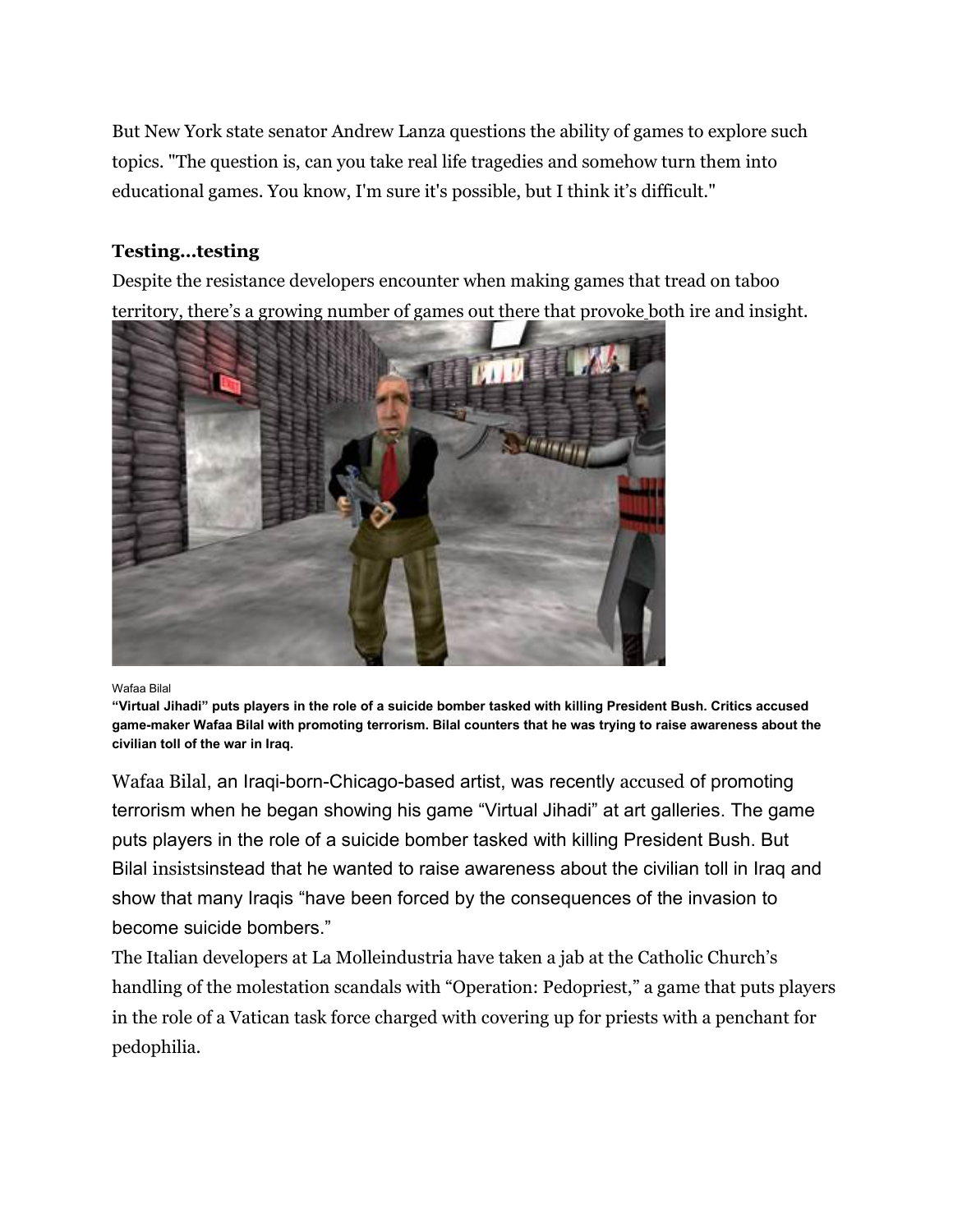But New York state senator Andrew Lanza questions the ability of games to explore such topics. "The question is, can you take real life tragedies and somehow turn them into educational games. You know, I'm sure it's possible, but I think it's difficult."

### Testing...testing

Despite the resistance developers encounter when making games that tread on taboo territory, there's a growing number of games out there that provoke both ire and insight.

Wafaa Bilal

**"Virtual Jihadi" puts players in the role of a suicide bomber tasked with killing President Bush. Critics accused game-maker Wafaa Bilal with promoting terrorism. Bilal counters that he was trying to raise awareness about the civilian toll of the war in Iraq.**

Wafaa Bilal, an Iraqi-born-Chicago-based artist, was recently accused of promoting terrorism when he began showing his game "Virtual Jihadi" at art galleries. The game puts players in the role of a suicide bomber tasked with killing President Bush. But Bilal insistsinstead that he wanted to raise awareness about the civilian toll in Iraq and show that many Iraqis "have been forced by the consequences of the invasion to become suicide bombers."

The Italian developers at La Molleindustria have taken a jab at the Catholic Church's handling of the molestation scandals with "Operation: Pedopriest," a game that puts players in the role of a Vatican task force charged with covering up for priests with a penchant for pedophilia.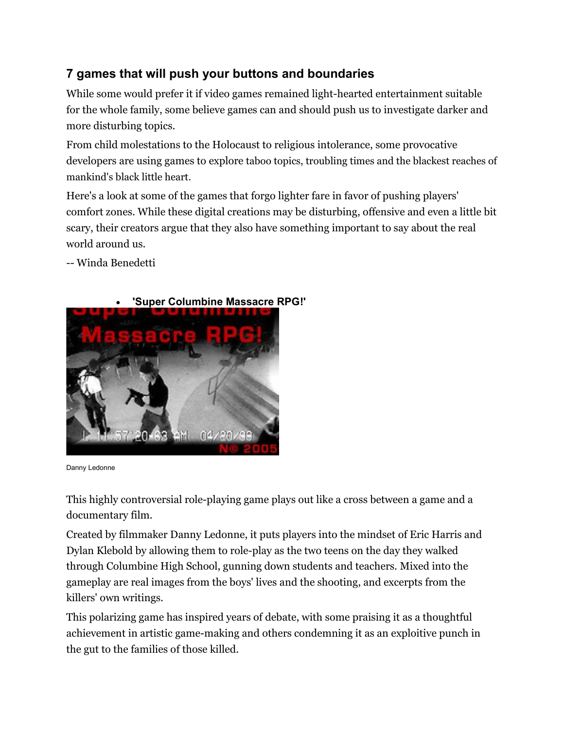## 7 games that will push your buttons and boundaries

While some would prefer it if video games remained light-hearted entertainment suitable for the whole family, some believe games can and should push us to investigate darker and more disturbing topics.

From child molestations to the Holocaust to religious intolerance, some provocative developers are using games to explore taboo topics, troubling times and the blackest reaches of mankind's black little heart.

Here's a look at some of the games that forgo lighter fare in favor of pushing players' comfort zones. While these digital creations may be disturbing, offensive and even a little bit scary, their creators argue that they also have something important to say about the real world around us.

-- Winda Benedetti

- **'Super Columbine Massacre RPG!'**

Danny Ledonne

This highly controversial role-playing game plays out like a cross between a game and a documentary film.

Created by filmmaker Danny Ledonne, it puts players into the mindset of Eric Harris and Dylan Klebold by allowing them to role-play as the two teens on the day they walked through Columbine High School, gunning down students and teachers. Mixed into the gameplay are real images from the boys' lives and the shooting, and excerpts from the killers' own writings.

This polarizing game has inspired years of debate, with some praising it as a thoughtful achievement in artistic game-making and others condemning it as an exploitive punch in the gut to the families of those killed.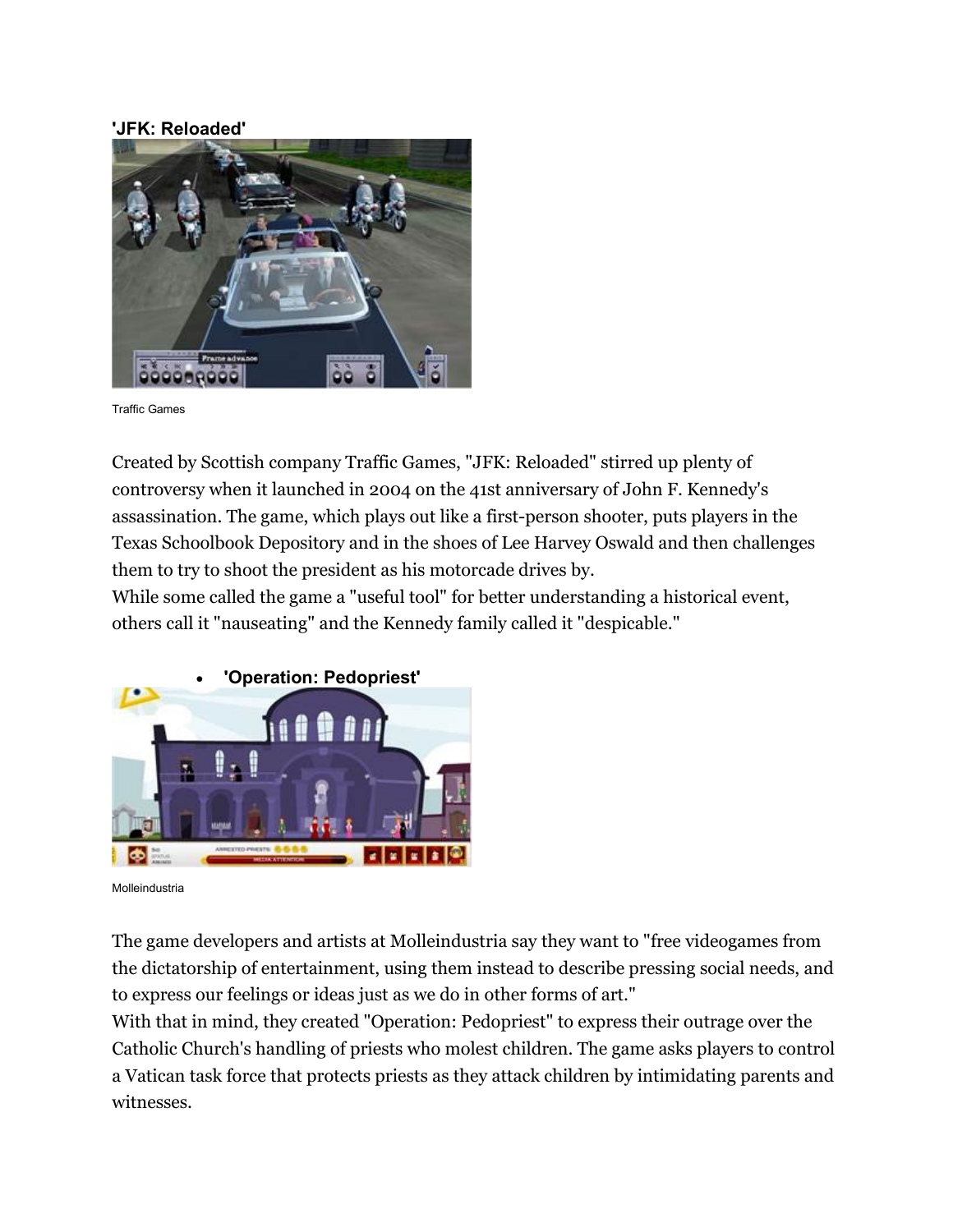**'JFK: Reloaded'**

Traffic Games

Created by Scottish company Traffic Games, "JFK: Reloaded" stirred up plenty of controversy when it launched in 2004 on the 41st anniversary of John F. Kennedy's assassination. The game, which plays out like a first-person shooter, puts players in the Texas Schoolbook Depository and in the shoes of Lee Harvey Oswald and then challenges them to try to shoot the president as his motorcade drives by.

While some called the game a "useful tool" for better understanding a historical event, others call it "nauseating" and the Kennedy family called it "despicable."

- **'Operation: Pedopriest'**

Molleindustria

The game developers and artists at Molleindustria say they want to "free videogames from the dictatorship of entertainment, using them instead to describe pressing social needs, and to express our feelings or ideas just as we do in other forms of art."

With that in mind, they created "Operation: Pedopriest" to express their outrage over the Catholic Church's handling of priests who molest children. The game asks players to control a Vatican task force that protects priests as they attack children by intimidating parents and witnesses.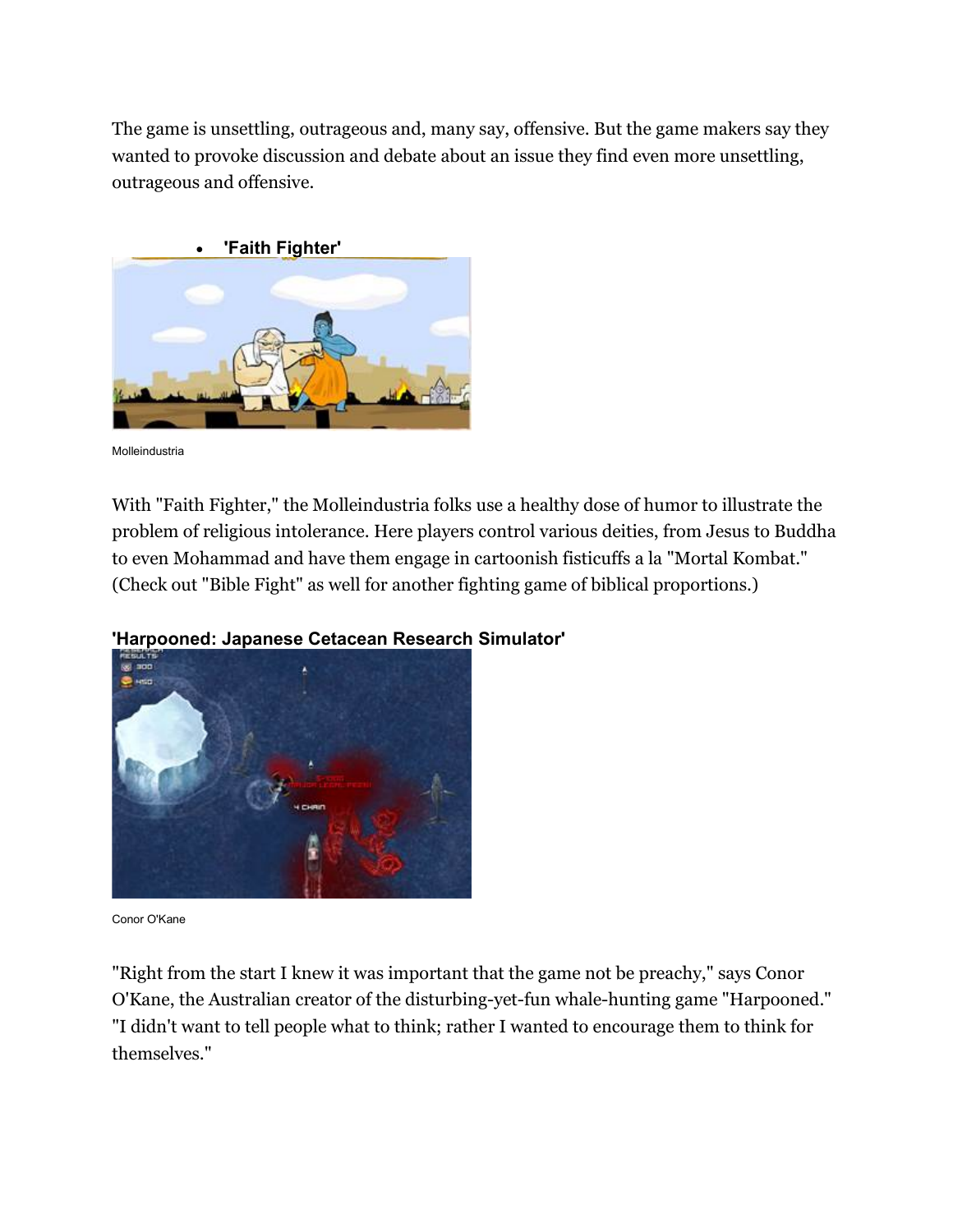The game is unsettling, outrageous and, many say, offensive. But the game makers say they wanted to provoke discussion and debate about an issue they find even more unsettling, outrageous and offensive.

- **'Faith Fighter'**

Molleindustria

With "Faith Fighter," the Molleindustria folks use a healthy dose of humor to illustrate the problem of religious intolerance. Here players control various deities, from Jesus to Buddha to even Mohammad and have them engage in cartoonish fisticuffs a la "Mortal Kombat." (Check out "Bible Fight" as well for another fighting game of biblical proportions.)

**'Harpooned: Japanese Cetacean Research Simulator'**

Conor O'Kane

"Right from the start I knew it was important that the game not be preachy," says Conor O'Kane, the Australian creator of the disturbing-yet-fun whale-hunting game "Harpooned." "I didn't want to tell people what to think; rather I wanted to encourage them to think for themselves."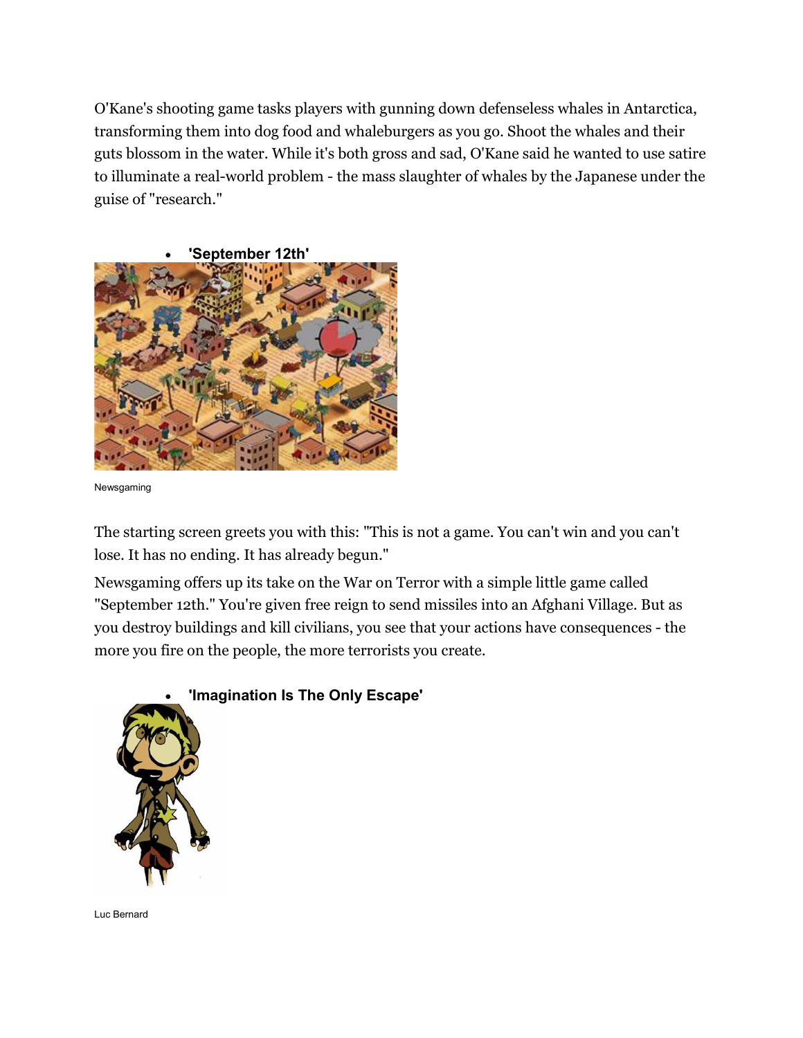O'Kane's shooting game tasks players with gunning down defenseless whales in Antarctica, transforming them into dog food and whaleburgers as you go. Shoot the whales and their guts blossom in the water. While it's both gross and sad, O'Kane said he wanted to use satire to illuminate a real-world problem - the mass slaughter of whales by the Japanese under the guise of "research."

- **'September 12th'**

Newsgaming

The starting screen greets you with this: "This is not a game. You can't win and you can't lose. It has no ending. It has already begun."

Newsgaming offers up its take on the War on Terror with a simple little game called "September 12th." You're given free reign to send missiles into an Afghani Village. But as you destroy buildings and kill civilians, you see that your actions have consequences - the more you fire on the people, the more terrorists you create.

- **'Imagination Is The Only Escape'**

Luc Bernard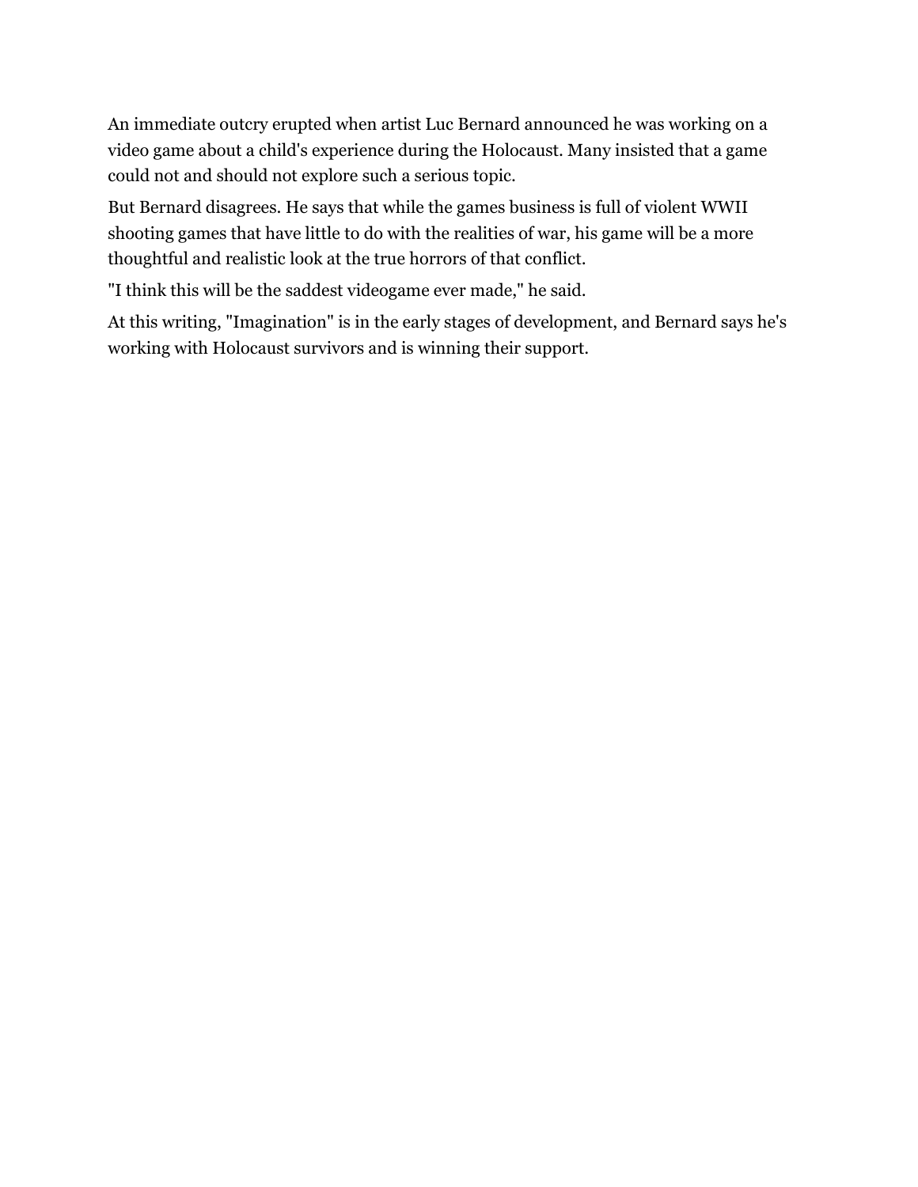An immediate outcry erupted when artist Luc Bernard announced he was working on a video game about a child's experience during the Holocaust. Many insisted that a game could not and should not explore such a serious topic.

But Bernard disagrees. He says that while the games business is full of violent WWII shooting games that have little to do with the realities of war, his game will be a more thoughtful and realistic look at the true horrors of that conflict.

"I think this will be the saddest videogame ever made," he said.

At this writing, "Imagination" is in the early stages of development, and Bernard says he's working with Holocaust survivors and is winning their support.